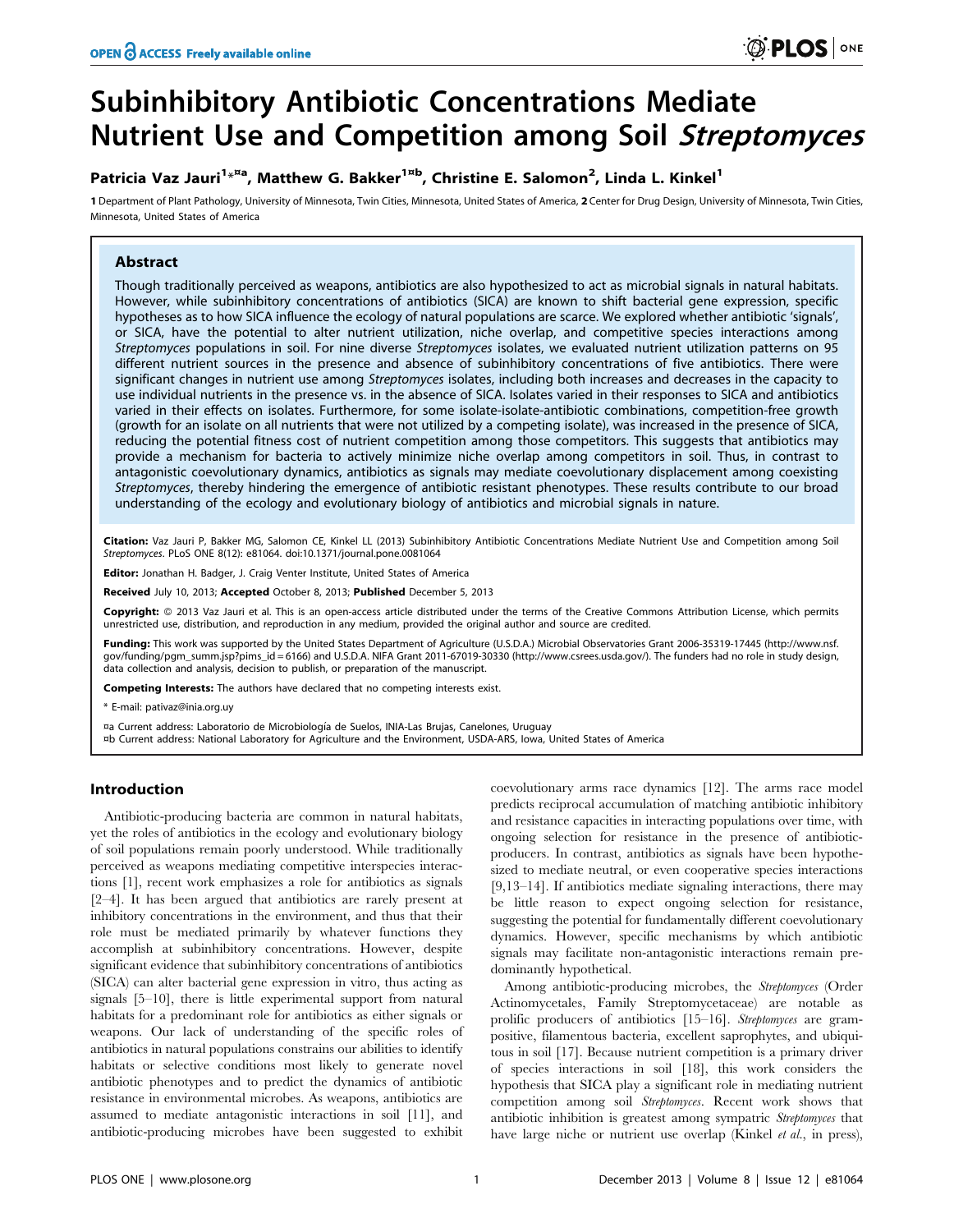# Subinhibitory Antibiotic Concentrations Mediate Nutrient Use and Competition among Soil *Streptomyces*

Patricia Vaz Jauri[1]*[¤a], Matthew G. Bakker[1][¤b], Christine E. Salomon[2], Linda L. Kinkel[1]

1 Department of Plant Pathology, University of Minnesota, Twin Cities, Minnesota, United States of America, 2 Center for Drug Design, University of Minnesota, Twin Cities, Minnesota, United States of America

## Abstract

Though traditionally perceived as weapons, antibiotics are also hypothesized to act as microbial signals in natural habitats. However, while subinhibitory concentrations of antibiotics (SICA) are known to shift bacterial gene expression, specific hypotheses as to how SICA influence the ecology of natural populations are scarce. We explored whether antibiotic 'signals', or SICA, have the potential to alter nutrient utilization, niche overlap, and competitive species interactions among *Streptomyces* populations in soil. For nine diverse *Streptomyces* isolates, we evaluated nutrient utilization patterns on 95 different nutrient sources in the presence and absence of subinhibitory concentrations of five antibiotics. There were significant changes in nutrient use among *Streptomyces* isolates, including both increases and decreases in the capacity to use individual nutrients in the presence vs. in the absence of SICA. Isolates varied in their responses to SICA and antibiotics varied in their effects on isolates. Furthermore, for some isolate-isolate-antibiotic combinations, competition-free growth (growth for an isolate on all nutrients that were not utilized by a competing isolate), was increased in the presence of SICA, reducing the potential fitness cost of nutrient competition among those competitors. This suggests that antibiotics may provide a mechanism for bacteria to actively minimize niche overlap among competitors in soil. Thus, in contrast to antagonistic coevolutionary dynamics, antibiotics as signals may mediate coevolutionary displacement among coexisting *Streptomyces*, thereby hindering the emergence of antibiotic resistant phenotypes. These results contribute to our broad understanding of the ecology and evolutionary biology of antibiotics and microbial signals in nature.

**Citation:** Vaz Jauri P, Bakker MG, Salomon CE, Kinkel LL (2013) Subinhibitory Antibiotic Concentrations Mediate Nutrient Use and Competition among Soil *Streptomyces*. PLoS ONE 8(12): e81064. doi:10.1371/journal.pone.0081064

**Editor:** Jonathan H. Badger, J. Craig Venter Institute, United States of America

**Received** July 10, 2013; **Accepted** October 8, 2013; **Published** December 5, 2013

**Copyright:** © 2013 Vaz Jauri et al. This is an open-access article distributed under the terms of the Creative Commons Attribution License, which permits unrestricted use, distribution, and reproduction in any medium, provided the original author and source are credited.

**Funding:** This work was supported by the United States Department of Agriculture (U.S.D.A.) Microbial Observatories Grant 2006-35319-17445 (http://www.nsf.gov/funding/pgm_summ.jsp?pims_id=6166) and U.S.D.A. NIFA Grant 2011-67019-30330 (http://www.csrees.usda.gov/). The funders had no role in study design, data collection and analysis, decision to publish, or preparation of the manuscript.

**Competing Interests:** The authors have declared that no competing interests exist.

\* E-mail: pativaz@inia.org.uy

¤a Current address: Laboratorio de Microbiología de Suelos, INIA-Las Brujas, Canelones, Uruguay

¤b Current address: National Laboratory for Agriculture and the Environment, USDA-ARS, Iowa, United States of America

## Introduction

Antibiotic-producing bacteria are common in natural habitats, yet the roles of antibiotics in the ecology and evolutionary biology of soil populations remain poorly understood. While traditionally perceived as weapons mediating competitive interspecies interactions [1], recent work emphasizes a role for antibiotics as signals [2–4]. It has been argued that antibiotics are rarely present at inhibitory concentrations in the environment, and thus that their role must be mediated primarily by whatever functions they accomplish at subinhibitory concentrations. However, despite significant evidence that subinhibitory concentrations of antibiotics (SICA) can alter bacterial gene expression in vitro, thus acting as signals [5–10], there is little experimental support from natural habitats for a predominant role for antibiotics as either signals or weapons. Our lack of understanding of the specific roles of antibiotics in natural populations constrains our abilities to identify habitats or selective conditions most likely to generate novel antibiotic phenotypes and to predict the dynamics of antibiotic resistance in environmental microbes. As weapons, antibiotics are assumed to mediate antagonistic interactions in soil [11], and antibiotic-producing microbes have been suggested to exhibit coevolutionary arms race dynamics [12]. The arms race model predicts reciprocal accumulation of matching antibiotic inhibitory and resistance capacities in interacting populations over time, with ongoing selection for resistance in the presence of antibiotic-producers. In contrast, antibiotics as signals have been hypothesized to mediate neutral, or even cooperative species interactions [9,13–14]. If antibiotics mediate signaling interactions, there may be little reason to expect ongoing selection for resistance, suggesting the potential for fundamentally different coevolutionary dynamics. However, specific mechanisms by which antibiotic signals may facilitate non-antagonistic interactions remain predominantly hypothetical.

Among antibiotic-producing microbes, the *Streptomyces* (Order Actinomycetales, Family Streptomycetaceae) are notable as prolific producers of antibiotics [15–16]. *Streptomyces* are gram-positive, filamentous bacteria, excellent saprophytes, and ubiquitous in soil [17]. Because nutrient competition is a primary driver of species interactions in soil [18], this work considers the hypothesis that SICA play a significant role in mediating nutrient competition among soil *Streptomyces*. Recent work shows that antibiotic inhibition is greatest among sympatric *Streptomyces* that have large niche or nutrient use overlap (Kinkel *et al.*, in press),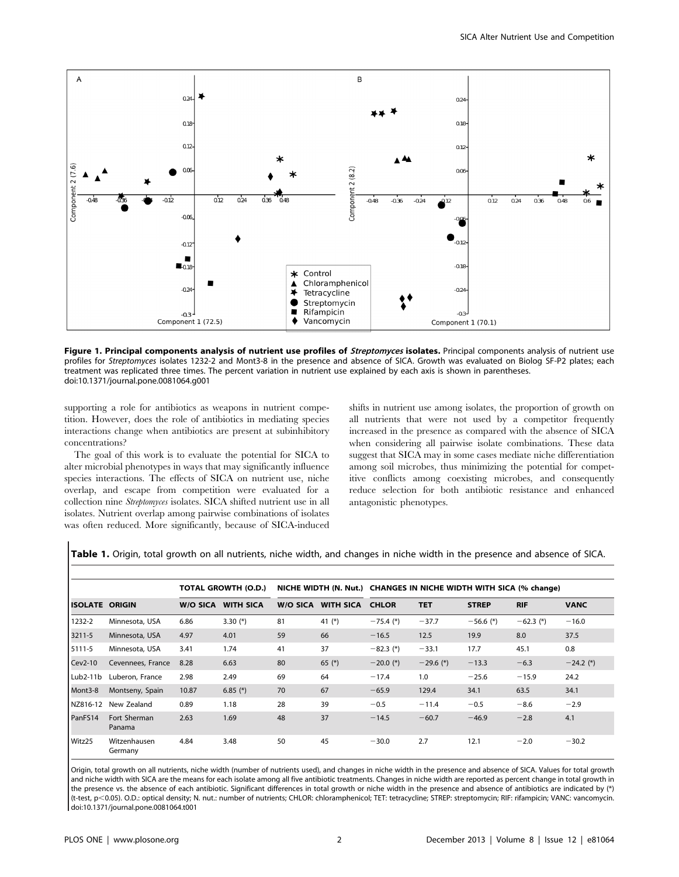A

B

Component 2 (7.6)

Component 1 (72.5)

Component 2 (8.2)

Component 1 (70.1)

Control
Chloramphenicol
Tetracycline
Streptomycin
Rifampicin
Vancomycin

**Figure 1. Principal components analysis of nutrient use profiles of *Streptomyces* isolates.** Principal components analysis of nutrient use profiles for *Streptomyces* isolates 1232-2 and Mont3-8 in the presence and absence of SICA. Growth was evaluated on Biolog SF-P2 plates; each treatment was replicated three times. The percent variation in nutrient use explained by each axis is shown in parentheses.
doi:10.1371/journal.pone.0081064.g001

supporting a role for antibiotics as weapons in nutrient competition. However, does the role of antibiotics in mediating species interactions change when antibiotics are present at subinhibitory concentrations?

The goal of this work is to evaluate the potential for SICA to alter microbial phenotypes in ways that may significantly influence species interactions. The effects of SICA on nutrient use, niche overlap, and escape from competition were evaluated for a collection nine *Streptomyces* isolates. SICA shifted nutrient use in all isolates. Nutrient overlap among pairwise combinations of isolates was often reduced. More significantly, because of SICA-induced shifts in nutrient use among isolates, the proportion of growth on all nutrients that were not used by a competitor frequently increased in the presence as compared with the absence of SICA when considering all pairwise isolate combinations. These data suggest that SICA may in some cases mediate niche differentiation among soil microbes, thus minimizing the potential for competitive conflicts among coexisting microbes, and consequently reduce selection for both antibiotic resistance and enhanced antagonistic phenotypes.

**Table 1.** Origin, total growth on all nutrients, niche width, and changes in niche width in the presence and absence of SICA.

| | | TOTAL GROWTH (O.D.) | | NICHE WIDTH (N. Nut.) | | CHANGES IN NICHE WIDTH WITH SICA (% change) | | | | |
|---|---|---|---|---|---|---|---|---|---|---|
| ISOLATE | ORIGIN | W/O SICA | WITH SICA | W/O SICA | WITH SICA | CHLOR | TET | STREP | RIF | VANC |
| 1232-2 | Minnesota, USA | 6.86 | 3.30 (*) | 81 | 41 (*) | −75.4 (*) | −37.7 | −56.6 (*) | −62.3 (*) | −16.0 |
| 3211-5 | Minnesota, USA | 4.97 | 4.01 | 59 | 66 | −16.5 | 12.5 | 19.9 | 8.0 | 37.5 |
| 5111-5 | Minnesota, USA | 3.41 | 1.74 | 41 | 37 | −82.3 (*) | −33.1 | 17.7 | 45.1 | 0.8 |
| Cev2-10 | Cevennees, France | 8.28 | 6.63 | 80 | 65 (*) | −20.0 (*) | −29.6 (*) | −13.3 | −6.3 | −24.2 (*) |
| Lub2-11b | Luberon, France | 2.98 | 2.49 | 69 | 64 | −17.4 | 1.0 | −25.6 | −15.9 | 24.2 |
| Mont3-8 | Montseny, Spain | 10.87 | 6.85 (*) | 70 | 67 | −65.9 | 129.4 | 34.1 | 63.5 | 34.1 |
| NZ816-12 | New Zealand | 0.89 | 1.18 | 28 | 39 | −0.5 | −11.4 | −0.5 | −8.6 | −2.9 |
| PanFS14 | Fort Sherman Panama | 2.63 | 1.69 | 48 | 37 | −14.5 | −60.7 | −46.9 | −2.8 | 4.1 |
| Witz25 | Witzenhausen Germany | 4.84 | 3.48 | 50 | 45 | −30.0 | 2.7 | 12.1 | −2.0 | −30.2 |

Origin, total growth on all nutrients, niche width (number of nutrients used), and changes in niche width in the presence and absence of SICA. Values for total growth and niche width with SICA are the means for each isolate among all five antibiotic treatments. Changes in niche width are reported as percent change in total growth in the presence vs. the absence of each antibiotic. Significant differences in total growth or niche width in the presence and absence of antibiotics are indicated by (*) (t-test, $p<0.05$). O.D.: optical density; N. nut.: number of nutrients; CHLOR: chloramphenicol; TET: tetracycline; STREP: streptomycin; RIF: rifampicin; VANC: vancomycin.
doi:10.1371/journal.pone.0081064.t001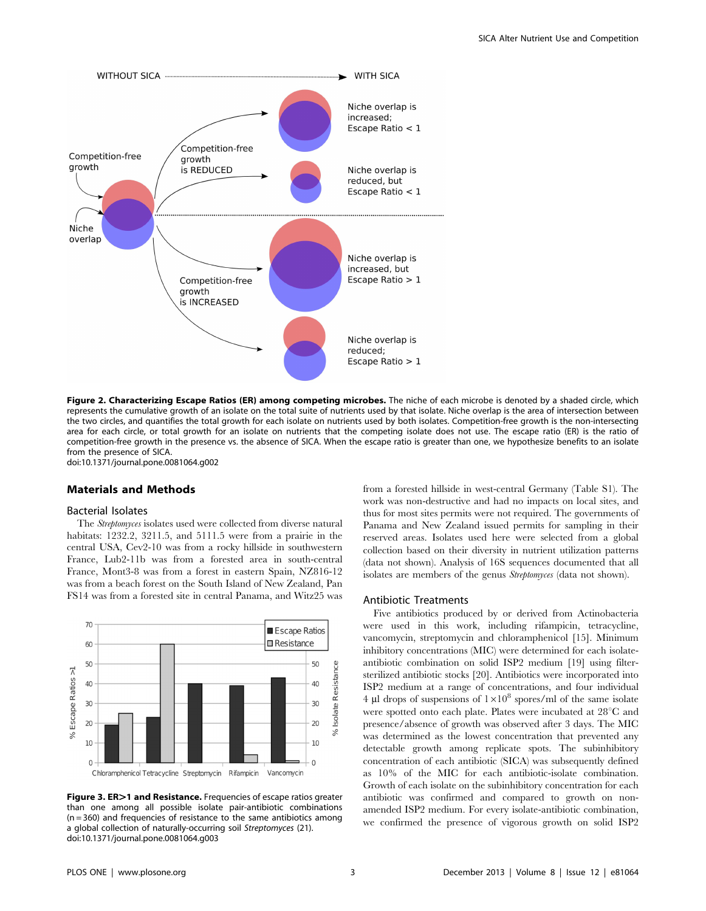WITHOUT SICA

WITH SICA

Competition-free growth

Niche overlap

Competition-free growth is REDUCED

Competition-free growth is INCREASED

Niche overlap is increased; Escape Ratio < 1

Niche overlap is reduced, but Escape Ratio < 1

Niche overlap is increased, but Escape Ratio > 1

Niche overlap is reduced; Escape Ratio > 1

**Figure 2. Characterizing Escape Ratios (ER) among competing microbes.** The niche of each microbe is denoted by a shaded circle, which represents the cumulative growth of an isolate on the total suite of nutrients used by that isolate. Niche overlap is the area of intersection between the two circles, and quantifies the total growth for each isolate on nutrients used by both isolates. Competition-free growth is the non-intersecting area for each circle, or total growth for an isolate on nutrients that the competing isolate does not use. The escape ratio (ER) is the ratio of competition-free growth in the presence vs. the absence of SICA. When the escape ratio is greater than one, we hypothesize benefits to an isolate from the presence of SICA.
doi:10.1371/journal.pone.0081064.g002

## Materials and Methods

### Bacterial Isolates

The *Streptomyces* isolates used were collected from diverse natural habitats: 1232.2, 3211.5, and 5111.5 were from a prairie in the central USA, Cev2-10 was from a rocky hillside in southwestern France, Lub2-11b was from a forested area in south-central France, Mont3-8 was from a forest in eastern Spain, NZ816-12 was from a beach forest on the South Island of New Zealand, Pan FS14 was from a forested site in central Panama, and Witz25 was from a forested hillside in west-central Germany (Table S1). The work was non-destructive and had no impacts on local sites, and thus for most sites permits were not required. The governments of Panama and New Zealand issued permits for sampling in their reserved areas. Isolates used here were selected from a global collection based on their diversity in nutrient utilization patterns (data not shown). Analysis of 16S sequences documented that all isolates are members of the genus *Streptomyces* (data not shown).

% Escape Ratios >1

% Isolate Resistance

Escape Ratios

Resistance

0 10 20 30 40 50 60 70

0 10 20 30 40 50

Chloramphenicol Tetracycline Streptomycin Rifampicin Vancomycin

**Figure 3. ER>1 and Resistance.** Frequencies of escape ratios greater than one among all possible isolate pair-antibiotic combinations (n = 360) and frequencies of resistance to the same antibiotics among a global collection of naturally-occurring soil *Streptomyces* (21).
doi:10.1371/journal.pone.0081064.g003

### Antibiotic Treatments

Five antibiotics produced by or derived from Actinobacteria were used in this work, including rifampicin, tetracycline, vancomycin, streptomycin and chloramphenicol [15]. Minimum inhibitory concentrations (MIC) were determined for each isolate-antibiotic combination on solid ISP2 medium [19] using filter-sterilized antibiotic stocks [20]. Antibiotics were incorporated into ISP2 medium at a range of concentrations, and four individual 4 µl drops of suspensions of $1\times10^{8}$ spores/ml of the same isolate were spotted onto each plate. Plates were incubated at 28°C and presence/absence of growth was observed after 3 days. The MIC was determined as the lowest concentration that prevented any detectable growth among replicate spots. The subinhibitory concentration of each antibiotic (SICA) was subsequently defined as 10% of the MIC for each antibiotic-isolate combination. Growth of each isolate on the subinhibitory concentration for each antibiotic was confirmed and compared to growth on non-amended ISP2 medium. For every isolate-antibiotic combination, we confirmed the presence of vigorous growth on solid ISP2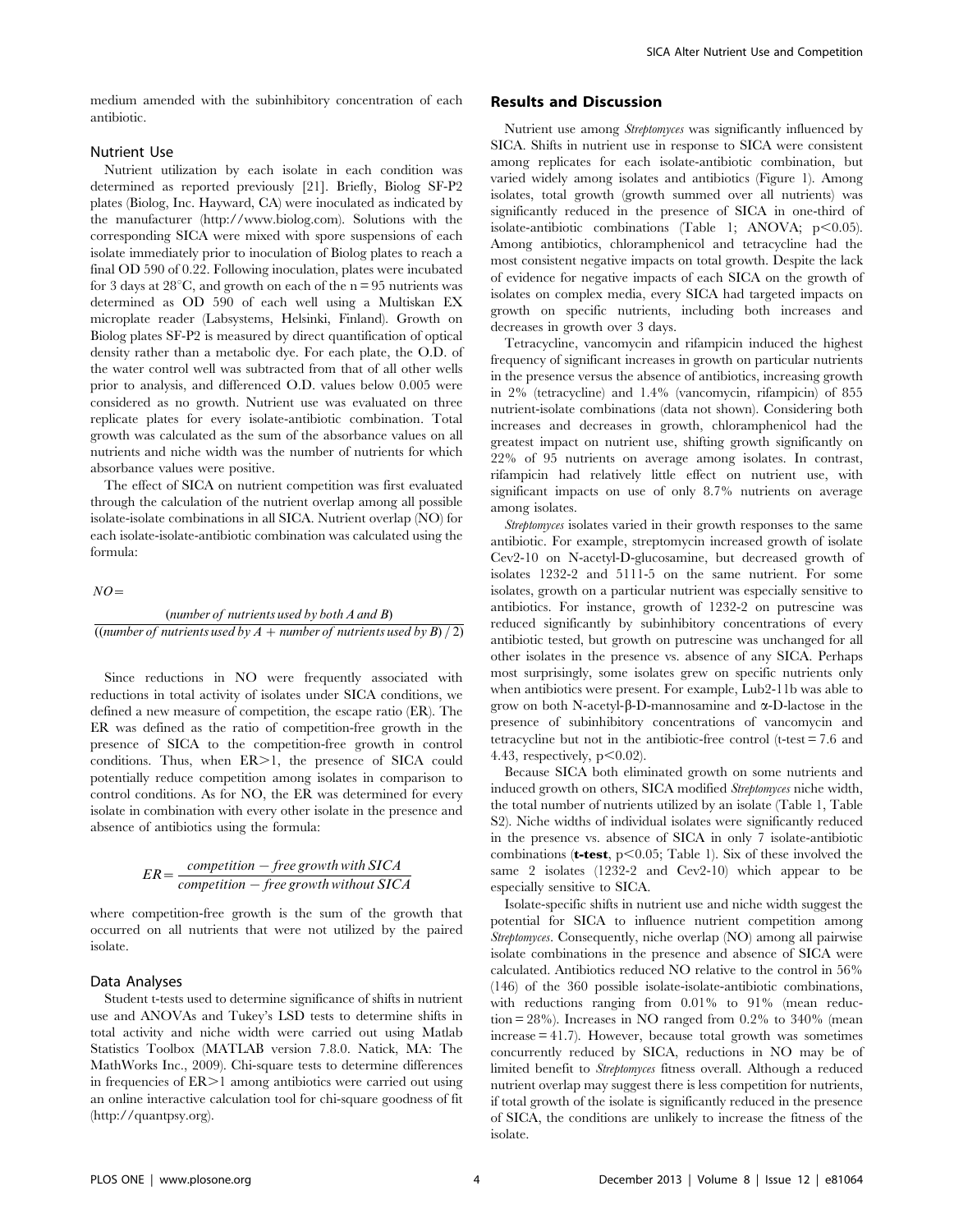medium amended with the subinhibitory concentration of each antibiotic.

### Nutrient Use

Nutrient utilization by each isolate in each condition was determined as reported previously [21]. Briefly, Biolog SF-P2 plates (Biolog, Inc. Hayward, CA) were inoculated as indicated by the manufacturer (http://www.biolog.com). Solutions with the corresponding SICA were mixed with spore suspensions of each isolate immediately prior to inoculation of Biolog plates to reach a final OD 590 of 0.22. Following inoculation, plates were incubated for 3 days at 28°C, and growth on each of the n = 95 nutrients was determined as OD 590 of each well using a Multiskan EX microplate reader (Labsystems, Helsinki, Finland). Growth on Biolog plates SF-P2 is measured by direct quantification of optical density rather than a metabolic dye. For each plate, the O.D. of the water control well was subtracted from that of all other wells prior to analysis, and differenced O.D. values below 0.005 were considered as no growth. Nutrient use was evaluated on three replicate plates for every isolate-antibiotic combination. Total growth was calculated as the sum of the absorbance values on all nutrients and niche width was the number of nutrients for which absorbance values were positive.

The effect of SICA on nutrient competition was first evaluated through the calculation of the nutrient overlap among all possible isolate-isolate combinations in all SICA. Nutrient overlap (NO) for each isolate-isolate-antibiotic combination was calculated using the formula:

$$NO = \frac{(\textit{number of nutrients used by both A and B})}{((\textit{number of nutrients used by A} + \textit{number of nutrients used by B})/2)}$$

Since reductions in NO were frequently associated with reductions in total activity of isolates under SICA conditions, we defined a new measure of competition, the escape ratio (ER). The ER was defined as the ratio of competition-free growth in the presence of SICA to the competition-free growth in control conditions. Thus, when ER>1, the presence of SICA could potentially reduce competition among isolates in comparison to control conditions. As for NO, the ER was determined for every isolate in combination with every other isolate in the presence and absence of antibiotics using the formula:

$$ER = \frac{competition - free\,growth\,with\,SICA}{competition - free\,growth\,without\,SICA}$$

where competition-free growth is the sum of the growth that occurred on all nutrients that were not utilized by the paired isolate.

### Data Analyses

Student t-tests used to determine significance of shifts in nutrient use and ANOVAs and Tukey's LSD tests to determine shifts in total activity and niche width were carried out using Matlab Statistics Toolbox (MATLAB version 7.8.0. Natick, MA: The MathWorks Inc., 2009). Chi-square tests to determine differences in frequencies of ER>1 among antibiotics were carried out using an online interactive calculation tool for chi-square goodness of fit (http://quantpsy.org).

## Results and Discussion

Nutrient use among *Streptomyces* was significantly influenced by SICA. Shifts in nutrient use in response to SICA were consistent among replicates for each isolate-antibiotic combination, but varied widely among isolates and antibiotics (Figure 1). Among isolates, total growth (growth summed over all nutrients) was significantly reduced in the presence of SICA in one-third of isolate-antibiotic combinations (Table 1; ANOVA; $p<0.05$). Among antibiotics, chloramphenicol and tetracycline had the most consistent negative impacts on total growth. Despite the lack of evidence for negative impacts of each SICA on the growth of isolates on complex media, every SICA had targeted impacts on growth on specific nutrients, including both increases and decreases in growth over 3 days.

Tetracycline, vancomycin and rifampicin induced the highest frequency of significant increases in growth on particular nutrients in the presence versus the absence of antibiotics, increasing growth in 2% (tetracycline) and 1.4% (vancomycin, rifampicin) of 855 nutrient-isolate combinations (data not shown). Considering both increases and decreases in growth, chloramphenicol had the greatest impact on nutrient use, shifting growth significantly on 22% of 95 nutrients on average among isolates. In contrast, rifampicin had relatively little effect on nutrient use, with significant impacts on use of only 8.7% nutrients on average among isolates.

*Streptomyces* isolates varied in their growth responses to the same antibiotic. For example, streptomycin increased growth of isolate Cev2-10 on N-acetyl-D-glucosamine, but decreased growth of isolates 1232-2 and 5111-5 on the same nutrient. For some isolates, growth on a particular nutrient was especially sensitive to antibiotics. For instance, growth of 1232-2 on putrescine was reduced significantly by subinhibitory concentrations of every antibiotic tested, but growth on putrescine was unchanged for all other isolates in the presence vs. absence of any SICA. Perhaps most surprisingly, some isolates grew on specific nutrients only when antibiotics were present. For example, Lub2-11b was able to grow on both N-acetyl-β-D-mannosamine and α-D-lactose in the presence of subinhibitory concentrations of vancomycin and tetracycline but not in the antibiotic-free control (t-test = 7.6 and 4.43, respectively, $p<0.02$).

Because SICA both eliminated growth on some nutrients and induced growth on others, SICA modified *Streptomyces* niche width, the total number of nutrients utilized by an isolate (Table 1, Table S2). Niche widths of individual isolates were significantly reduced in the presence vs. absence of SICA in only 7 isolate-antibiotic combinations (**t-test**, $p<0.05$; Table 1). Six of these involved the same 2 isolates (1232-2 and Cev2-10) which appear to be especially sensitive to SICA.

Isolate-specific shifts in nutrient use and niche width suggest the potential for SICA to influence nutrient competition among *Streptomyces*. Consequently, niche overlap (NO) among all pairwise isolate combinations in the presence and absence of SICA were calculated. Antibiotics reduced NO relative to the control in 56% (146) of the 360 possible isolate-isolate-antibiotic combinations, with reductions ranging from 0.01% to 91% (mean reduction = 28%). Increases in NO ranged from 0.2% to 340% (mean increase = 41.7). However, because total growth was sometimes concurrently reduced by SICA, reductions in NO may be of limited benefit to *Streptomyces* fitness overall. Although a reduced nutrient overlap may suggest there is less competition for nutrients, if total growth of the isolate is significantly reduced in the presence of SICA, the conditions are unlikely to increase the fitness of the isolate.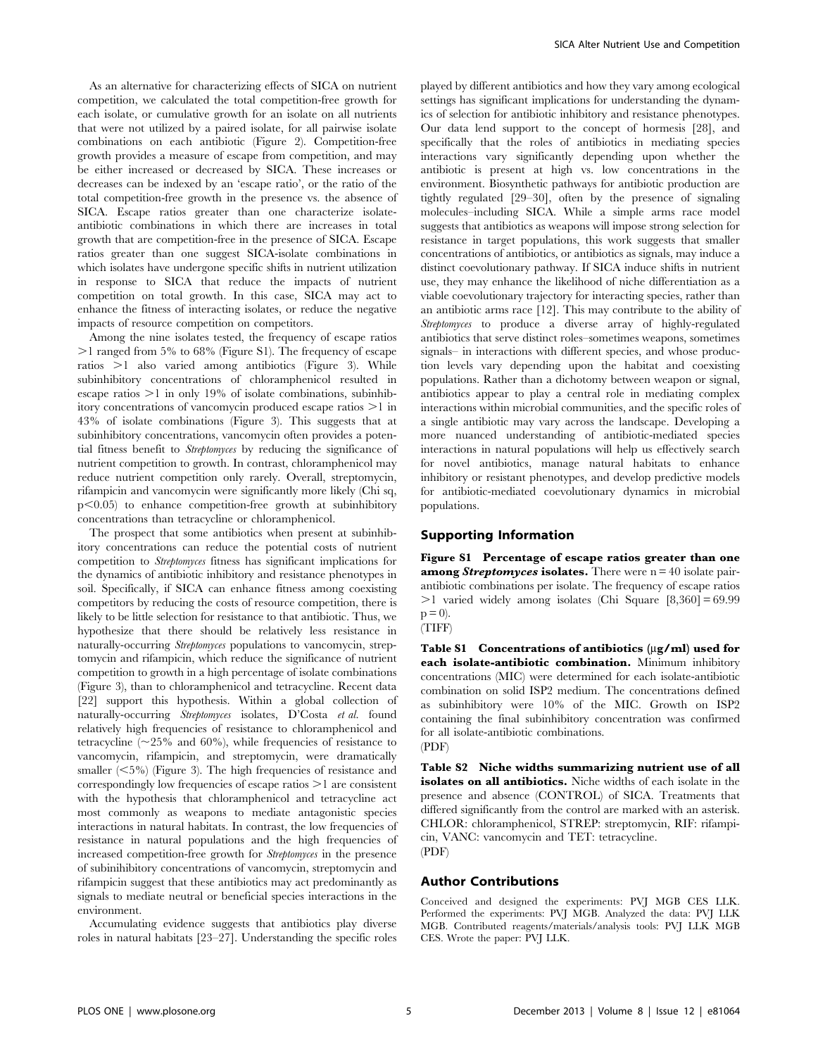As an alternative for characterizing effects of SICA on nutrient competition, we calculated the total competition-free growth for each isolate, or cumulative growth for an isolate on all nutrients that were not utilized by a paired isolate, for all pairwise isolate combinations on each antibiotic (Figure 2). Competition-free growth provides a measure of escape from competition, and may be either increased or decreased by SICA. These increases or decreases can be indexed by an 'escape ratio', or the ratio of the total competition-free growth in the presence vs. the absence of SICA. Escape ratios greater than one characterize isolate-antibiotic combinations in which there are increases in total growth that are competition-free in the presence of SICA. Escape ratios greater than one suggest SICA-isolate combinations in which isolates have undergone specific shifts in nutrient utilization in response to SICA that reduce the impacts of nutrient competition on total growth. In this case, SICA may act to enhance the fitness of interacting isolates, or reduce the negative impacts of resource competition on competitors.

Among the nine isolates tested, the frequency of escape ratios >1 ranged from 5% to 68% (Figure S1). The frequency of escape ratios >1 also varied among antibiotics (Figure 3). While subinhibitory concentrations of chloramphenicol resulted in escape ratios >1 in only 19% of isolate combinations, subinhibitory concentrations of vancomycin produced escape ratios >1 in 43% of isolate combinations (Figure 3). This suggests that at subinhibitory concentrations, vancomycin often provides a potential fitness benefit to *Streptomyces* by reducing the significance of nutrient competition to growth. In contrast, chloramphenicol may reduce nutrient competition only rarely. Overall, streptomycin, rifampicin and vancomycin were significantly more likely (Chi sq, $p<0.05$) to enhance competition-free growth at subinhibitory concentrations than tetracycline or chloramphenicol.

The prospect that some antibiotics when present at subinhibitory concentrations can reduce the potential costs of nutrient competition to *Streptomyces* fitness has significant implications for the dynamics of antibiotic inhibitory and resistance phenotypes in soil. Specifically, if SICA can enhance fitness among coexisting competitors by reducing the costs of resource competition, there is likely to be little selection for resistance to that antibiotic. Thus, we hypothesize that there should be relatively less resistance in naturally-occurring *Streptomyces* populations to vancomycin, streptomycin and rifampicin, which reduce the significance of nutrient competition to growth in a high percentage of isolate combinations (Figure 3), than to chloramphenicol and tetracycline. Recent data [22] support this hypothesis. Within a global collection of naturally-occurring *Streptomyces* isolates, D'Costa *et al.* found relatively high frequencies of resistance to chloramphenicol and tetracycline (~25% and 60%), while frequencies of resistance to vancomycin, rifampicin, and streptomycin, were dramatically smaller (<5%) (Figure 3). The high frequencies of resistance and correspondingly low frequencies of escape ratios >1 are consistent with the hypothesis that chloramphenicol and tetracycline act most commonly as weapons to mediate antagonistic species interactions in natural habitats. In contrast, the low frequencies of resistance in natural populations and the high frequencies of increased competition-free growth for *Streptomyces* in the presence of subinihibitory concentrations of vancomycin, streptomycin and rifampicin suggest that these antibiotics may act predominantly as signals to mediate neutral or beneficial species interactions in the environment.

Accumulating evidence suggests that antibiotics play diverse roles in natural habitats [23–27]. Understanding the specific roles played by different antibiotics and how they vary among ecological settings has significant implications for understanding the dynamics of selection for antibiotic inhibitory and resistance phenotypes. Our data lend support to the concept of hormesis [28], and specifically that the roles of antibiotics in mediating species interactions vary significantly depending upon whether the antibiotic is present at high vs. low concentrations in the environment. Biosynthetic pathways for antibiotic production are tightly regulated [29–30], often by the presence of signaling molecules–including SICA. While a simple arms race model suggests that antibiotics as weapons will impose strong selection for resistance in target populations, this work suggests that smaller concentrations of antibiotics, or antibiotics as signals, may induce a distinct coevolutionary pathway. If SICA induce shifts in nutrient use, they may enhance the likelihood of niche differentiation as a viable coevolutionary trajectory for interacting species, rather than an antibiotic arms race [12]. This may contribute to the ability of *Streptomyces* to produce a diverse array of highly-regulated antibiotics that serve distinct roles–sometimes weapons, sometimes signals– in interactions with different species, and whose production levels vary depending upon the habitat and coexisting populations. Rather than a dichotomy between weapon or signal, antibiotics appear to play a central role in mediating complex interactions within microbial communities, and the specific roles of a single antibiotic may vary across the landscape. Developing a more nuanced understanding of antibiotic-mediated species interactions in natural populations will help us effectively search for novel antibiotics, manage natural habitats to enhance inhibitory or resistant phenotypes, and develop predictive models for antibiotic-mediated coevolutionary dynamics in microbial populations.

## Supporting Information

**Figure S1 Percentage of escape ratios greater than one among *Streptomyces* isolates.** There were n = 40 isolate pair-antibiotic combinations per isolate. The frequency of escape ratios >1 varied widely among isolates (Chi Square $[8,360] = 69.99$ $p = 0$).
(TIFF)

**Table S1 Concentrations of antibiotics (µg/ml) used for each isolate-antibiotic combination.** Minimum inhibitory concentrations (MIC) were determined for each isolate-antibiotic combination on solid ISP2 medium. The concentrations defined as subinhibitory were 10% of the MIC. Growth on ISP2 containing the final subinhibitory concentration was confirmed for all isolate-antibiotic combinations.
(PDF)

**Table S2 Niche widths summarizing nutrient use of all isolates on all antibiotics.** Niche widths of each isolate in the presence and absence (CONTROL) of SICA. Treatments that differed significantly from the control are marked with an asterisk. CHLOR: chloramphenicol, STREP: streptomycin, RIF: rifampicin, VANC: vancomycin and TET: tetracycline.
(PDF)

## Author Contributions

Conceived and designed the experiments: PVJ MGB CES LLK. Performed the experiments: PVJ MGB. Analyzed the data: PVJ LLK MGB. Contributed reagents/materials/analysis tools: PVJ LLK MGB CES. Wrote the paper: PVJ LLK.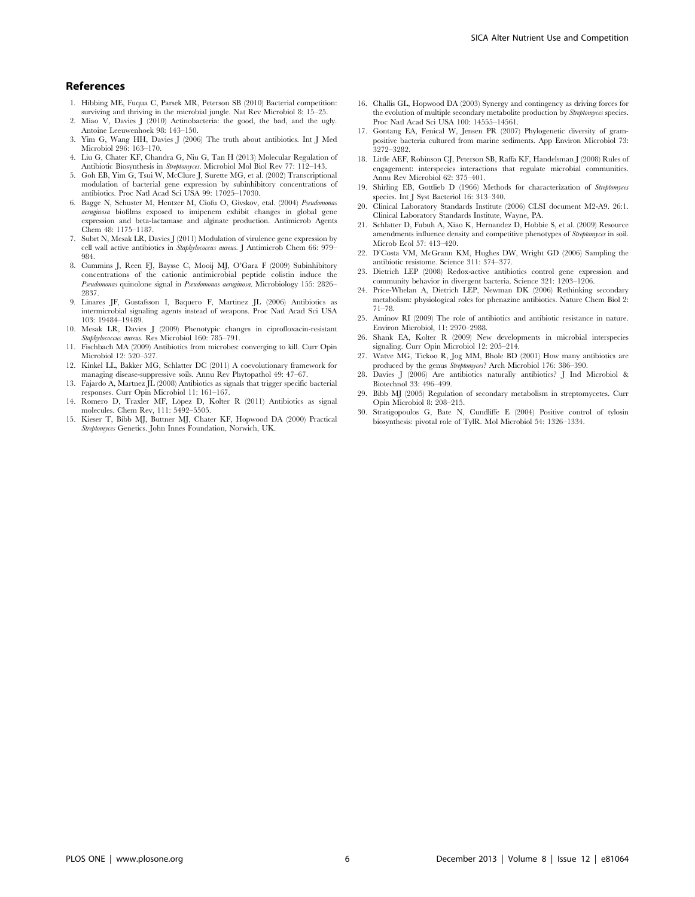## References

1. Hibbing ME, Fuqua C, Parsek MR, Peterson SB (2010) Bacterial competition: surviving and thriving in the microbial jungle. Nat Rev Microbiol 8: 15–25.
2. Miao V, Davies J (2010) Actinobacteria: the good, the bad, and the ugly. Antoine Leeuwenhoek 98: 143–150.
3. Yim G, Wang HH, Davies J (2006) The truth about antibiotics. Int J Med Microbiol 296: 163–170.
4. Liu G, Chater KF, Chandra G, Niu G, Tan H (2013) Molecular Regulation of Antibiotic Biosynthesis in *Streptomyces*. Microbiol Mol Biol Rev 77: 112–143.
5. Goh EB, Yim G, Tsui W, McClure J, Surette MG, et al. (2002) Transcriptional modulation of bacterial gene expression by subinhibitory concentrations of antibiotics. Proc Natl Acad Sci USA 99: 17025–17030.
6. Bagge N, Schuster M, Hentzer M, Ciofu O, Givskov, etal. (2004) *Pseudomonas aeruginosa* biofilms exposed to imipenem exhibit changes in global gene expression and beta-lactamase and alginate production. Antimicrob Agents Chem 48: 1175–1187.
7. Subrt N, Mesak LR, Davies J (2011) Modulation of virulence gene expression by cell wall active antibiotics in *Staphylococcus aureus*. J Antimicrob Chem 66: 979–984.
8. Cummins J, Reen FJ, Baysse C, Mooij MJ, O'Gara F (2009) Subinhibitory concentrations of the cationic antimicrobial peptide colistin induce the *Pseudomonas* quinolone signal in *Pseudomonas aeruginosa*. Microbiology 155: 2826–2837.
9. Linares JF, Gustafsson I, Baquero F, Martinez JL (2006) Antibiotics as intermicrobial signaling agents instead of weapons. Proc Natl Acad Sci USA 103: 19484–19489.
10. Mesak LR, Davies J (2009) Phenotypic changes in ciprofloxacin-resistant *Staphylococcus aureus*. Res Microbiol 160: 785–791.
11. Fischbach MA (2009) Antibiotics from microbes: converging to kill. Curr Opin Microbiol 12: 520–527.
12. Kinkel LL, Bakker MG, Schlatter DC (2011) A coevolutionary framework for managing disease-suppressive soils. Annu Rev Phytopathol 49: 47–67.
13. Fajardo A, Martnez JL (2008) Antibiotics as signals that trigger specific bacterial responses. Curr Opin Microbiol 11: 161–167.
14. Romero D, Traxler MF, López D, Kolter R (2011) Antibiotics as signal molecules. Chem Rev, 111: 5492–5505.
15. Kieser T, Bibb MJ, Buttner MJ, Chater KF, Hopwood DA (2000) Practical *Streptomyces* Genetics. John Innes Foundation, Norwich, UK.
16. Challis GL, Hopwood DA (2003) Synergy and contingency as driving forces for the evolution of multiple secondary metabolite production by *Streptomyces* species. Proc Natl Acad Sci USA 100: 14555–14561.
17. Gontang EA, Fenical W, Jensen PR (2007) Phylogenetic diversity of gram-positive bacteria cultured from marine sediments. App Environ Microbiol 73: 3272–3282.
18. Little AEF, Robinson CJ, Peterson SB, Raffa KF, Handelsman J (2008) Rules of engagement: interspecies interactions that regulate microbial communities. Annu Rev Microbiol 62: 375–401.
19. Shirling EB, Gottlieb D (1966) Methods for characterization of *Streptomyces* species. Int J Syst Bacteriol 16: 313–340.
20. Clinical Laboratory Standards Institute (2006) CLSI document M2-A9. 26:1. Clinical Laboratory Standards Institute, Wayne, PA.
21. Schlatter D, Fubuh A, Xiao K, Hernandez D, Hobbie S, et al. (2009) Resource amendments influence density and competitive phenotypes of *Streptomyces* in soil. Microb Ecol 57: 413–420.
22. D'Costa VM, McGrann KM, Hughes DW, Wright GD (2006) Sampling the antibiotic resistome. Science 311: 374–377.
23. Dietrich LEP (2008) Redox-active antibiotics control gene expression and community behavior in divergent bacteria. Science 321: 1203–1206.
24. Price-Whelan A, Dietrich LEP, Newman DK (2006) Rethinking secondary metabolism: physiological roles for phenazine antibiotics. Nature Chem Biol 2: 71–78.
25. Aminov RI (2009) The role of antibiotics and antibiotic resistance in nature. Environ Microbiol, 11: 2970–2988.
26. Shank EA, Kolter R (2009) New developments in microbial interspecies signaling. Curr Opin Microbiol 12: 205–214.
27. Watve MG, Tickoo R, Jog MM, Bhole BD (2001) How many antibiotics are produced by the genus *Streptomyces*? Arch Microbiol 176: 386–390.
28. Davies J (2006) Are antibiotics naturally antibiotics? J Ind Microbiol & Biotechnol 33: 496–499.
29. Bibb MJ (2005) Regulation of secondary metabolism in streptomycetes. Curr Opin Microbiol 8: 208–215.
30. Stratigopoulos G, Bate N, Cundliffe E (2004) Positive control of tylosin biosynthesis: pivotal role of TylR. Mol Microbiol 54: 1326–1334.